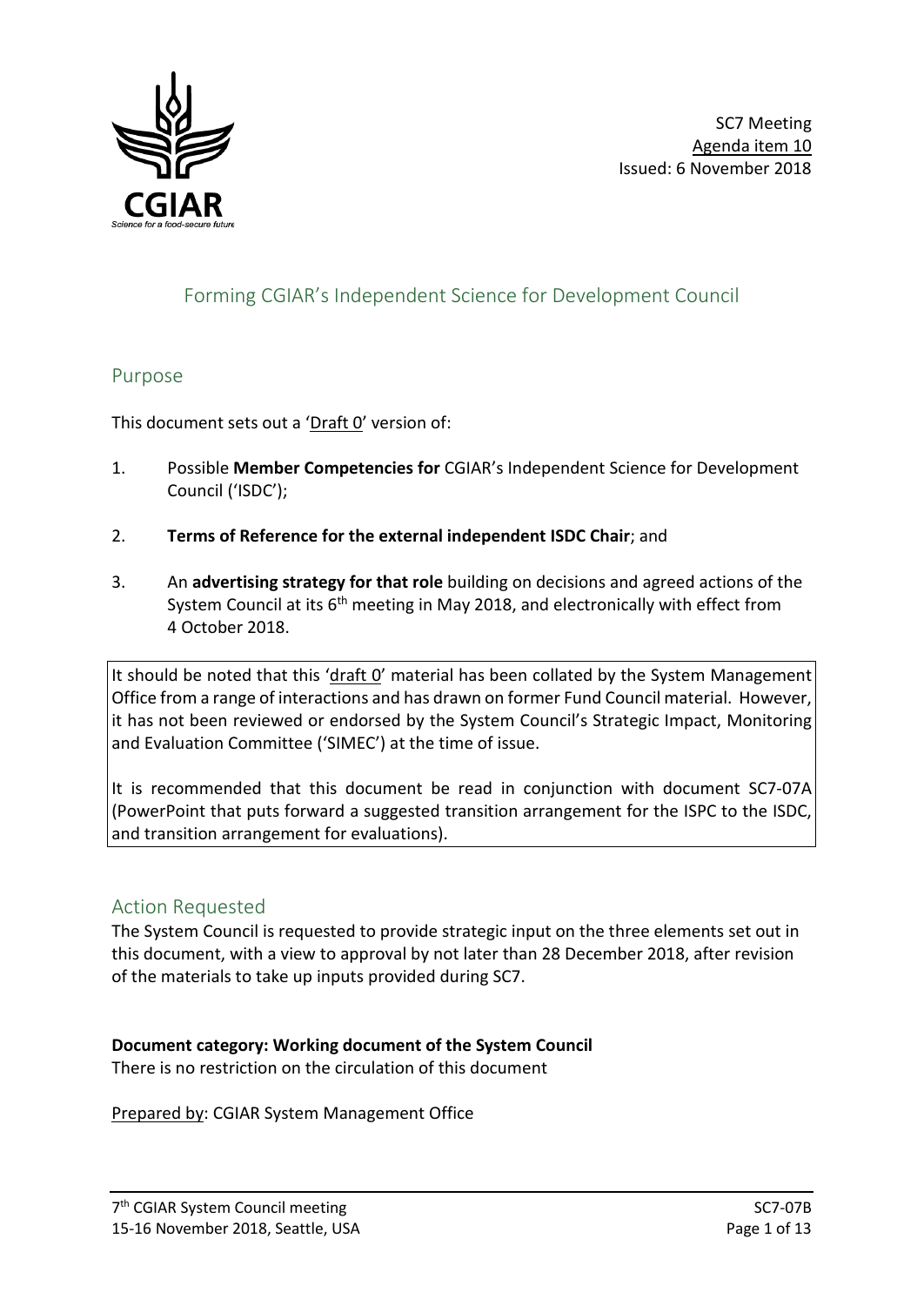SC7 Meeting
Agenda item 10
Issued: 6 November 2018

# Forming CGIAR's Independent Science for Development Council

## Purpose

This document sets out a 'Draft 0' version of:

1. Possible **Member Competencies for** CGIAR's Independent Science for Development Council ('ISDC');
2. **Terms of Reference for the external independent ISDC Chair**; and
3. An **advertising strategy for that role** building on decisions and agreed actions of the System Council at its 6th meeting in May 2018, and electronically with effect from 4 October 2018.

It should be noted that this 'draft 0' material has been collated by the System Management Office from a range of interactions and has drawn on former Fund Council material. However, it has not been reviewed or endorsed by the System Council's Strategic Impact, Monitoring and Evaluation Committee ('SIMEC') at the time of issue.

It is recommended that this document be read in conjunction with document SC7-07A (PowerPoint that puts forward a suggested transition arrangement for the ISPC to the ISDC, and transition arrangement for evaluations).

## Action Requested

The System Council is requested to provide strategic input on the three elements set out in this document, with a view to approval by not later than 28 December 2018, after revision of the materials to take up inputs provided during SC7.

**Document category: Working document of the System Council**
There is no restriction on the circulation of this document

Prepared by: CGIAR System Management Office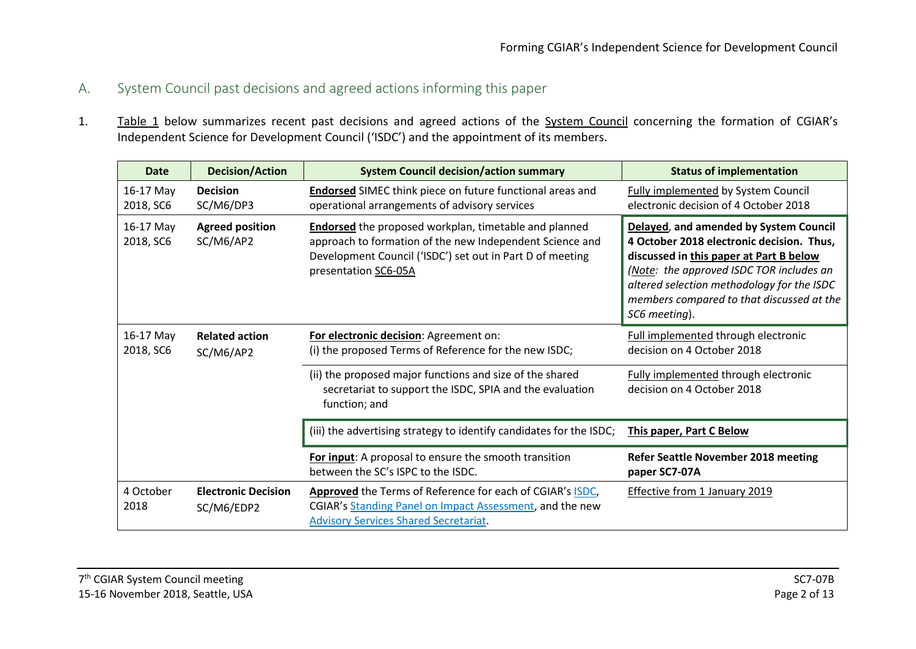## A. System Council past decisions and agreed actions informing this paper

1. Table 1 below summarizes recent past decisions and agreed actions of the System Council concerning the formation of CGIAR's Independent Science for Development Council ('ISDC') and the appointment of its members.

| Date | Decision/Action | System Council decision/action summary | Status of implementation |
|---|---|---|---|
| 16-17 May 2018, SC6 | **Decision** SC/M6/DP3 | **Endorsed** SIMEC think piece on future functional areas and operational arrangements of advisory services | Fully implemented by System Council electronic decision of 4 October 2018 |
| 16-17 May 2018, SC6 | **Agreed position** SC/M6/AP2 | **Endorsed** the proposed workplan, timetable and planned approach to formation of the new Independent Science and Development Council ('ISDC') set out in Part D of meeting presentation SC6-05A | **Delayed, and amended by System Council 4 October 2018 electronic decision. Thus, discussed in this paper at Part B below** *(Note: the approved ISDC TOR includes an altered selection methodology for the ISDC members compared to that discussed at the SC6 meeting).* |
| 16-17 May 2018, SC6 | **Related action** SC/M6/AP2 | **For electronic decision**: Agreement on:<br>(i) the proposed Terms of Reference for the new ISDC; | Full implemented through electronic decision on 4 October 2018 |
| | | (ii) the proposed major functions and size of the shared secretariat to support the ISDC, SPIA and the evaluation function; and | Fully implemented through electronic decision on 4 October 2018 |
| | | (iii) the advertising strategy to identify candidates for the ISDC; | **This paper, Part C Below** |
| | | **For input**: A proposal to ensure the smooth transition between the SC's ISPC to the ISDC. | **Refer Seattle November 2018 meeting paper SC7-07A** |
| 4 October 2018 | **Electronic Decision** SC/M6/EDP2 | **Approved** the Terms of Reference for each of CGIAR's ISDC, CGIAR's Standing Panel on Impact Assessment, and the new Advisory Services Shared Secretariat. | Effective from 1 January 2019 |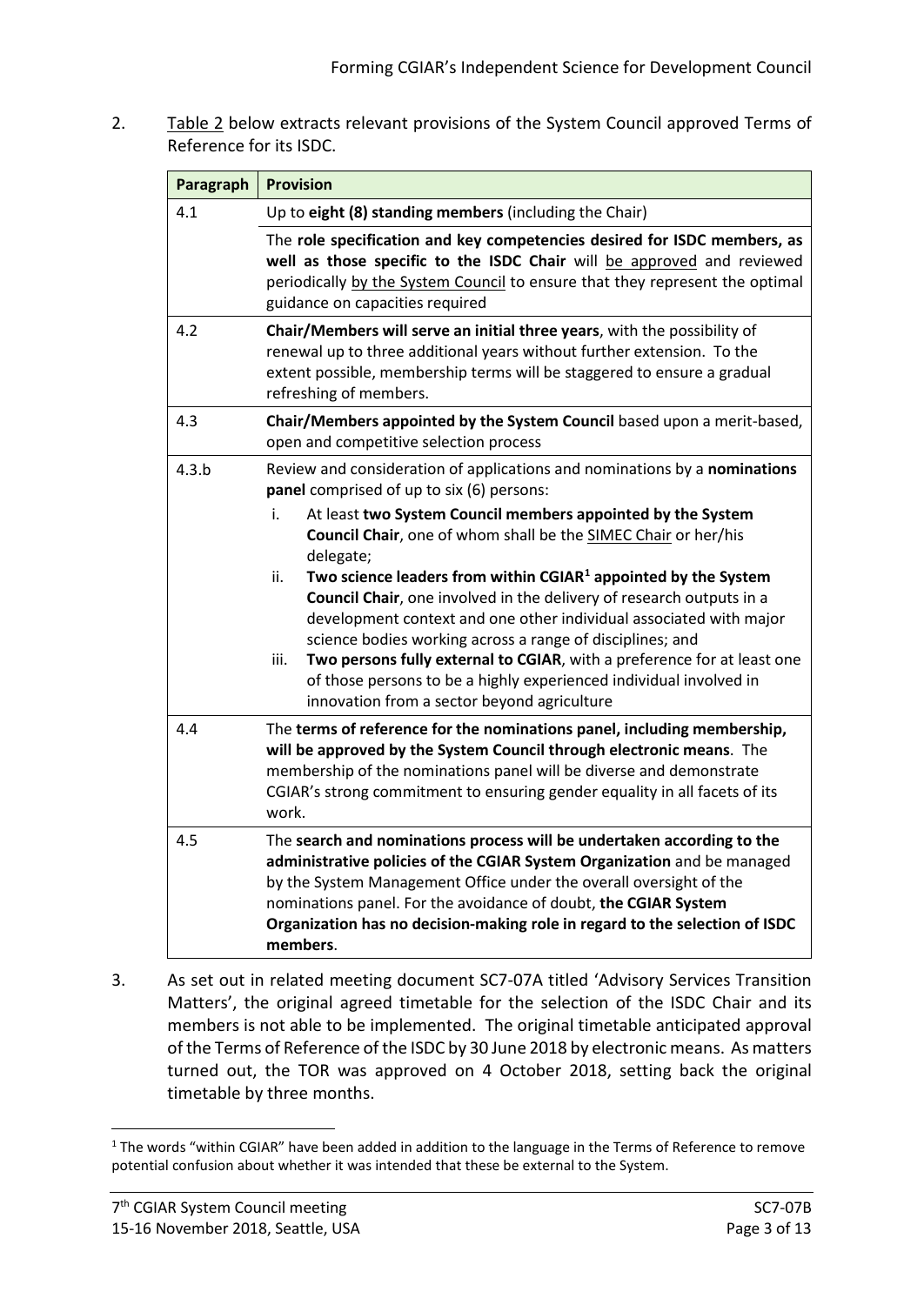2. Table 2 below extracts relevant provisions of the System Council approved Terms of Reference for its ISDC.

| Paragraph | Provision |
|---|---|
| 4.1 | Up to **eight (8) standing members** (including the Chair) |
| | The **role specification and key competencies desired for ISDC members, as well as those specific to the ISDC Chair** will be approved and reviewed periodically by the System Council to ensure that they represent the optimal guidance on capacities required |
| 4.2 | **Chair/Members will serve an initial three years**, with the possibility of renewal up to three additional years without further extension. To the extent possible, membership terms will be staggered to ensure a gradual refreshing of members. |
| 4.3 | **Chair/Members appointed by the System Council** based upon a merit-based, open and competitive selection process |
| 4.3.b | Review and consideration of applications and nominations by a **nominations panel** comprised of up to six (6) persons: i. At least **two System Council members appointed by the System Council Chair**, one of whom shall be the SIMEC Chair or her/his delegate; ii. **Two science leaders from within CGIAR[1] appointed by the System Council Chair**, one involved in the delivery of research outputs in a development context and one other individual associated with major science bodies working across a range of disciplines; and iii. **Two persons fully external to CGIAR**, with a preference for at least one of those persons to be a highly experienced individual involved in innovation from a sector beyond agriculture |
| 4.4 | The **terms of reference for the nominations panel, including membership, will be approved by the System Council through electronic means**. The membership of the nominations panel will be diverse and demonstrate CGIAR's strong commitment to ensuring gender equality in all facets of its work. |
| 4.5 | The **search and nominations process will be undertaken according to the administrative policies of the CGIAR System Organization** and be managed by the System Management Office under the overall oversight of the nominations panel. For the avoidance of doubt, **the CGIAR System Organization has no decision-making role in regard to the selection of ISDC members**. |

3. As set out in related meeting document SC7-07A titled 'Advisory Services Transition Matters', the original agreed timetable for the selection of the ISDC Chair and its members is not able to be implemented. The original timetable anticipated approval of the Terms of Reference of the ISDC by 30 June 2018 by electronic means. As matters turned out, the TOR was approved on 4 October 2018, setting back the original timetable by three months.

[1] The words "within CGIAR" have been added in addition to the language in the Terms of Reference to remove potential confusion about whether it was intended that these be external to the System.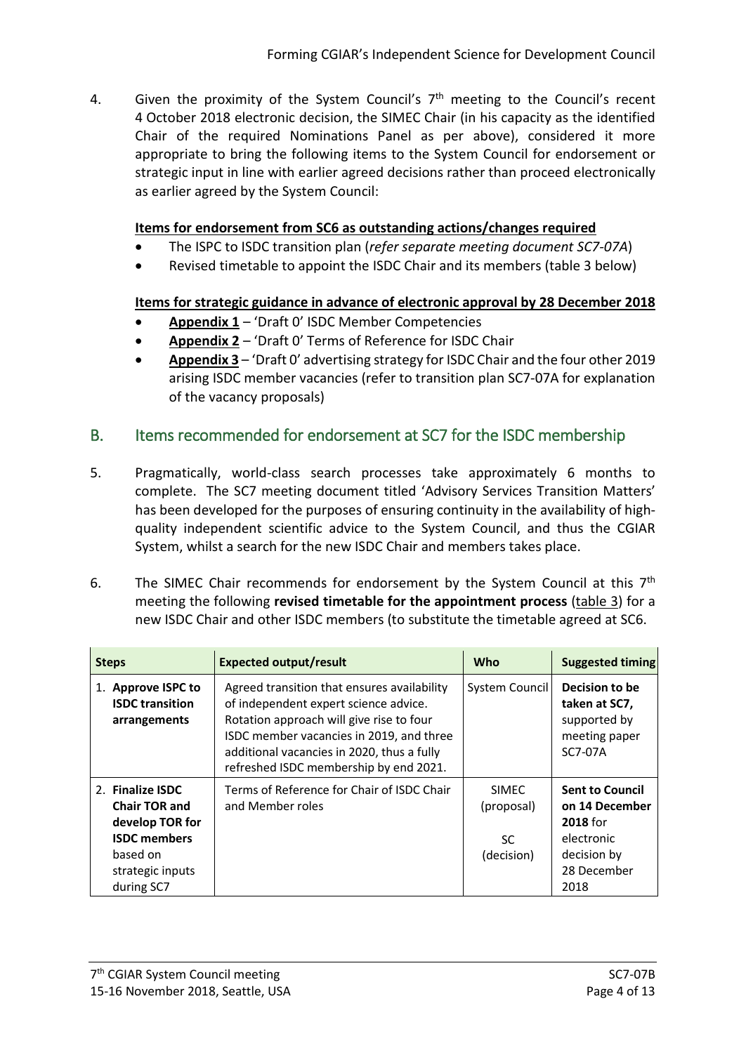4. Given the proximity of the System Council's 7th meeting to the Council's recent 4 October 2018 electronic decision, the SIMEC Chair (in his capacity as the identified Chair of the required Nominations Panel as per above), considered it more appropriate to bring the following items to the System Council for endorsement or strategic input in line with earlier agreed decisions rather than proceed electronically as earlier agreed by the System Council:

   **Items for endorsement from SC6 as outstanding actions/changes required**

   - The ISPC to ISDC transition plan (*refer separate meeting document SC7-07A*)
   - Revised timetable to appoint the ISDC Chair and its members (table 3 below)

   **Items for strategic guidance in advance of electronic approval by 28 December 2018**

   - **Appendix 1** – 'Draft 0' ISDC Member Competencies
   - **Appendix 2** – 'Draft 0' Terms of Reference for ISDC Chair
   - **Appendix 3** – 'Draft 0' advertising strategy for ISDC Chair and the four other 2019 arising ISDC member vacancies (refer to transition plan SC7-07A for explanation of the vacancy proposals)

## B. Items recommended for endorsement at SC7 for the ISDC membership

5. Pragmatically, world-class search processes take approximately 6 months to complete. The SC7 meeting document titled 'Advisory Services Transition Matters' has been developed for the purposes of ensuring continuity in the availability of high-quality independent scientific advice to the System Council, and thus the CGIAR System, whilst a search for the new ISDC Chair and members takes place.

6. The SIMEC Chair recommends for endorsement by the System Council at this 7th meeting the following **revised timetable for the appointment process** (table 3) for a new ISDC Chair and other ISDC members (to substitute the timetable agreed at SC6.

| Steps | Expected output/result | Who | Suggested timing |
|---|---|---|---|
| 1. **Approve ISPC to ISDC transition arrangements** | Agreed transition that ensures availability of independent expert science advice. Rotation approach will give rise to four ISDC member vacancies in 2019, and three additional vacancies in 2020, thus a fully refreshed ISDC membership by end 2021. | System Council | **Decision to be taken at SC7,** supported by meeting paper SC7-07A |
| 2. **Finalize ISDC Chair TOR and develop TOR for ISDC members** based on strategic inputs during SC7 | Terms of Reference for Chair of ISDC Chair and Member roles | SIMEC (proposal) SC (decision) | **Sent to Council on 14 December 2018** for electronic decision by 28 December 2018 |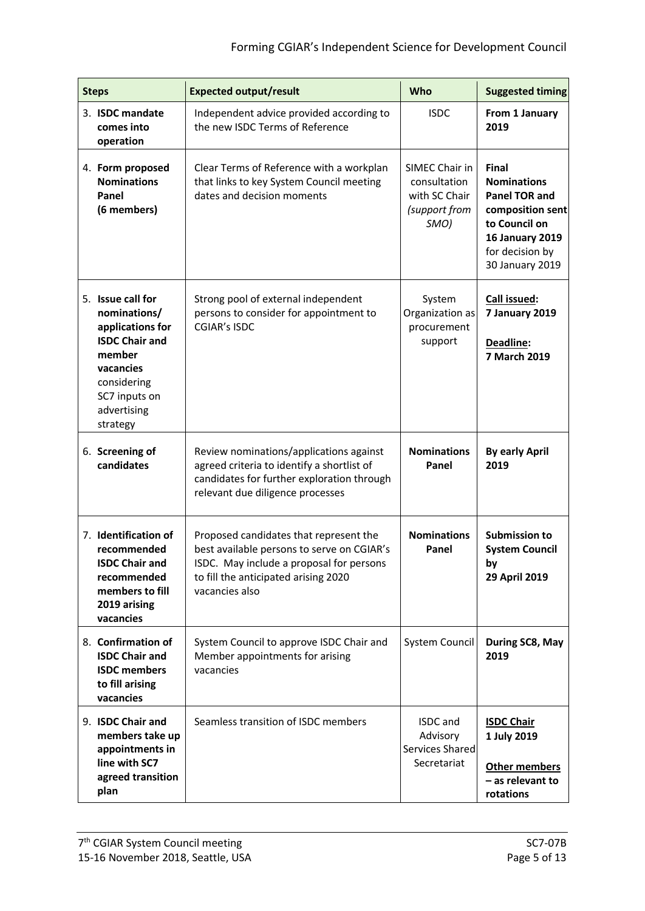| Steps | Expected output/result | Who | Suggested timing |
| --- | --- | --- | --- |
| 3. **ISDC mandate comes into operation** | Independent advice provided according to the new ISDC Terms of Reference | ISDC | **From 1 January 2019** |
| 4. **Form proposed Nominations Panel (6 members)** | Clear Terms of Reference with a workplan that links to key System Council meeting dates and decision moments | SIMEC Chair in consultation with SC Chair *(support from SMO)* | **Final Nominations Panel TOR and composition sent to Council on 16 January 2019** for decision by 30 January 2019 |
| 5. **Issue call for nominations/ applications for ISDC Chair and member vacancies** considering SC7 inputs on advertising strategy | Strong pool of external independent persons to consider for appointment to CGIAR's ISDC | System Organization as procurement support | **Call issued: 7 January 2019** **Deadline: 7 March 2019** |
| 6. **Screening of candidates** | Review nominations/applications against agreed criteria to identify a shortlist of candidates for further exploration through relevant due diligence processes | **Nominations Panel** | **By early April 2019** |
| 7. **Identification of recommended ISDC Chair and recommended members to fill 2019 arising vacancies** | Proposed candidates that represent the best available persons to serve on CGIAR's ISDC. May include a proposal for persons to fill the anticipated arising 2020 vacancies also | **Nominations Panel** | **Submission to System Council by 29 April 2019** |
| 8. **Confirmation of ISDC Chair and ISDC members to fill arising vacancies** | System Council to approve ISDC Chair and Member appointments for arising vacancies | System Council | **During SC8, May 2019** |
| 9. **ISDC Chair and members take up appointments in line with SC7 agreed transition plan** | Seamless transition of ISDC members | ISDC and Advisory Services Shared Secretariat | **ISDC Chair 1 July 2019** **Other members – as relevant to rotations** |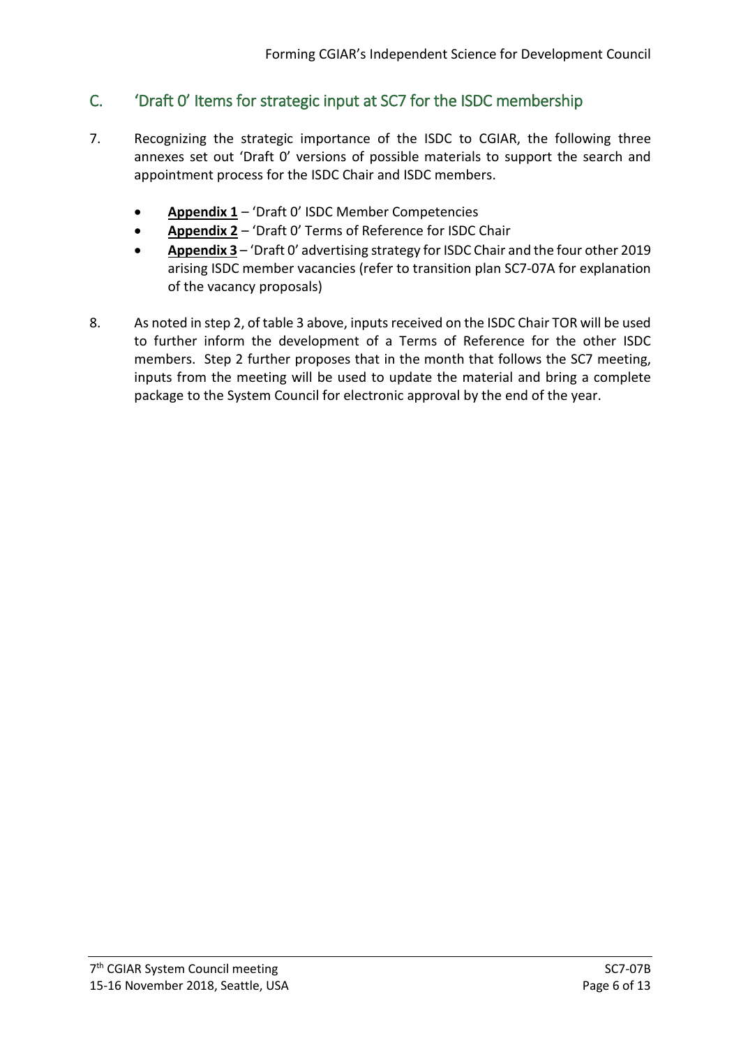## C. 'Draft 0' Items for strategic input at SC7 for the ISDC membership

7. Recognizing the strategic importance of the ISDC to CGIAR, the following three annexes set out 'Draft 0' versions of possible materials to support the search and appointment process for the ISDC Chair and ISDC members.

   - **Appendix 1** – 'Draft 0' ISDC Member Competencies
   - **Appendix 2** – 'Draft 0' Terms of Reference for ISDC Chair
   - **Appendix 3** – 'Draft 0' advertising strategy for ISDC Chair and the four other 2019 arising ISDC member vacancies (refer to transition plan SC7-07A for explanation of the vacancy proposals)

8. As noted in step 2, of table 3 above, inputs received on the ISDC Chair TOR will be used to further inform the development of a Terms of Reference for the other ISDC members. Step 2 further proposes that in the month that follows the SC7 meeting, inputs from the meeting will be used to update the material and bring a complete package to the System Council for electronic approval by the end of the year.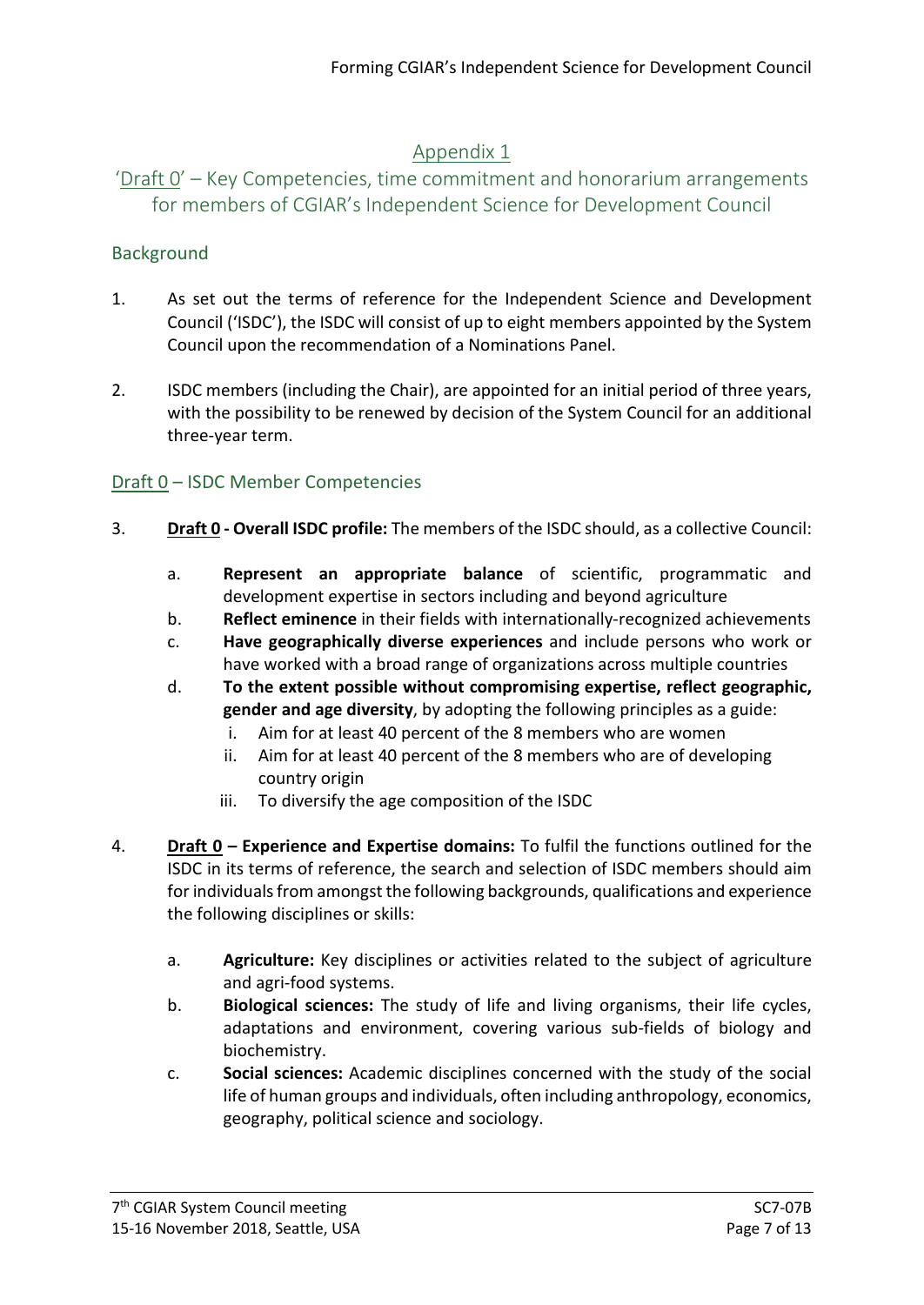## Appendix 1

## 'Draft 0' – Key Competencies, time commitment and honorarium arrangements for members of CGIAR's Independent Science for Development Council

### Background

1. As set out the terms of reference for the Independent Science and Development Council ('ISDC'), the ISDC will consist of up to eight members appointed by the System Council upon the recommendation of a Nominations Panel.

2. ISDC members (including the Chair), are appointed for an initial period of three years, with the possibility to be renewed by decision of the System Council for an additional three-year term.

### Draft 0 – ISDC Member Competencies

3. **Draft 0 - Overall ISDC profile:** The members of the ISDC should, as a collective Council:

    a. **Represent an appropriate balance** of scientific, programmatic and development expertise in sectors including and beyond agriculture
    b. **Reflect eminence** in their fields with internationally-recognized achievements
    c. **Have geographically diverse experiences** and include persons who work or have worked with a broad range of organizations across multiple countries
    d. **To the extent possible without compromising expertise, reflect geographic, gender and age diversity**, by adopting the following principles as a guide:
        i. Aim for at least 40 percent of the 8 members who are women
        ii. Aim for at least 40 percent of the 8 members who are of developing country origin
        iii. To diversify the age composition of the ISDC

4. **Draft 0 – Experience and Expertise domains:** To fulfil the functions outlined for the ISDC in its terms of reference, the search and selection of ISDC members should aim for individuals from amongst the following backgrounds, qualifications and experience the following disciplines or skills:

    a. **Agriculture:** Key disciplines or activities related to the subject of agriculture and agri-food systems.
    b. **Biological sciences:** The study of life and living organisms, their life cycles, adaptations and environment, covering various sub-fields of biology and biochemistry.
    c. **Social sciences:** Academic disciplines concerned with the study of the social life of human groups and individuals, often including anthropology, economics, geography, political science and sociology.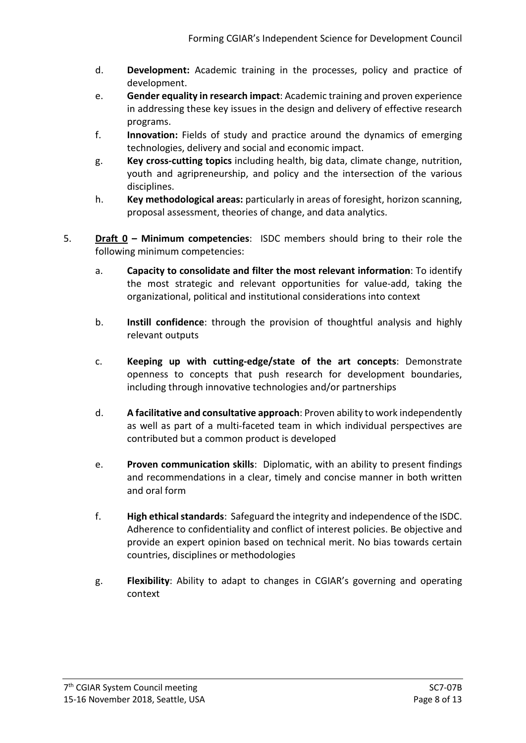d. **Development:** Academic training in the processes, policy and practice of development.

e. **Gender equality in research impact**: Academic training and proven experience in addressing these key issues in the design and delivery of effective research programs.

f. **Innovation:** Fields of study and practice around the dynamics of emerging technologies, delivery and social and economic impact.

g. **Key cross-cutting topics** including health, big data, climate change, nutrition, youth and agripreneurship, and policy and the intersection of the various disciplines.

h. **Key methodological areas:** particularly in areas of foresight, horizon scanning, proposal assessment, theories of change, and data analytics.

5. **Draft 0 – Minimum competencies**: ISDC members should bring to their role the following minimum competencies:

   a. **Capacity to consolidate and filter the most relevant information**: To identify the most strategic and relevant opportunities for value-add, taking the organizational, political and institutional considerations into context

   b. **Instill confidence**: through the provision of thoughtful analysis and highly relevant outputs

   c. **Keeping up with cutting-edge/state of the art concepts**: Demonstrate openness to concepts that push research for development boundaries, including through innovative technologies and/or partnerships

   d. **A facilitative and consultative approach**: Proven ability to work independently as well as part of a multi-faceted team in which individual perspectives are contributed but a common product is developed

   e. **Proven communication skills**: Diplomatic, with an ability to present findings and recommendations in a clear, timely and concise manner in both written and oral form

   f. **High ethical standards**: Safeguard the integrity and independence of the ISDC. Adherence to confidentiality and conflict of interest policies. Be objective and provide an expert opinion based on technical merit. No bias towards certain countries, disciplines or methodologies

   g. **Flexibility**: Ability to adapt to changes in CGIAR's governing and operating context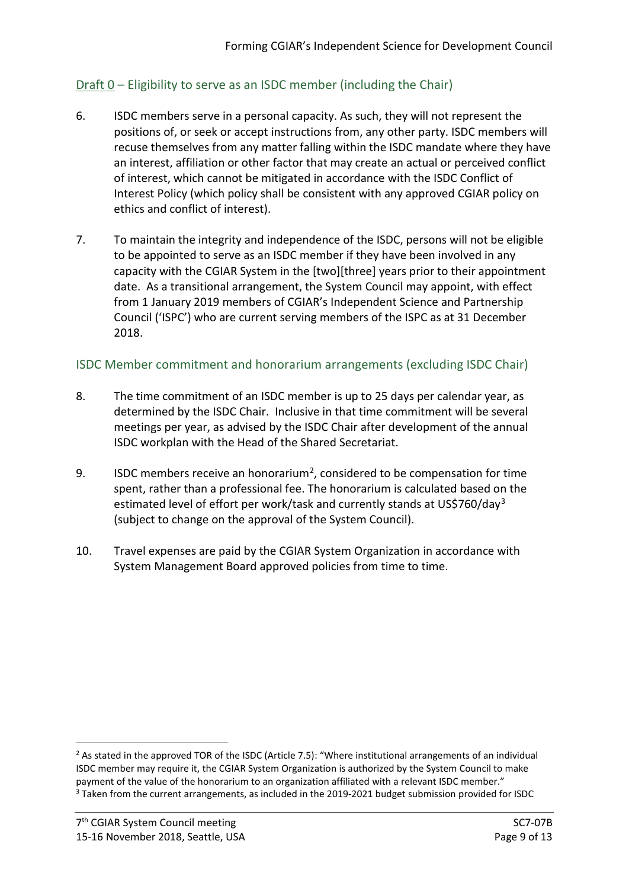## Draft 0 – Eligibility to serve as an ISDC member (including the Chair)

6. ISDC members serve in a personal capacity. As such, they will not represent the positions of, or seek or accept instructions from, any other party. ISDC members will recuse themselves from any matter falling within the ISDC mandate where they have an interest, affiliation or other factor that may create an actual or perceived conflict of interest, which cannot be mitigated in accordance with the ISDC Conflict of Interest Policy (which policy shall be consistent with any approved CGIAR policy on ethics and conflict of interest).

7. To maintain the integrity and independence of the ISDC, persons will not be eligible to be appointed to serve as an ISDC member if they have been involved in any capacity with the CGIAR System in the [two][three] years prior to their appointment date. As a transitional arrangement, the System Council may appoint, with effect from 1 January 2019 members of CGIAR's Independent Science and Partnership Council ('ISPC') who are current serving members of the ISPC as at 31 December 2018.

## ISDC Member commitment and honorarium arrangements (excluding ISDC Chair)

8. The time commitment of an ISDC member is up to 25 days per calendar year, as determined by the ISDC Chair. Inclusive in that time commitment will be several meetings per year, as advised by the ISDC Chair after development of the annual ISDC workplan with the Head of the Shared Secretariat.

9. ISDC members receive an honorarium[2], considered to be compensation for time spent, rather than a professional fee. The honorarium is calculated based on the estimated level of effort per work/task and currently stands at US$760/day[3] (subject to change on the approval of the System Council).

10. Travel expenses are paid by the CGIAR System Organization in accordance with System Management Board approved policies from time to time.

---

[2] As stated in the approved TOR of the ISDC (Article 7.5): "Where institutional arrangements of an individual ISDC member may require it, the CGIAR System Organization is authorized by the System Council to make payment of the value of the honorarium to an organization affiliated with a relevant ISDC member."

[3] Taken from the current arrangements, as included in the 2019-2021 budget submission provided for ISDC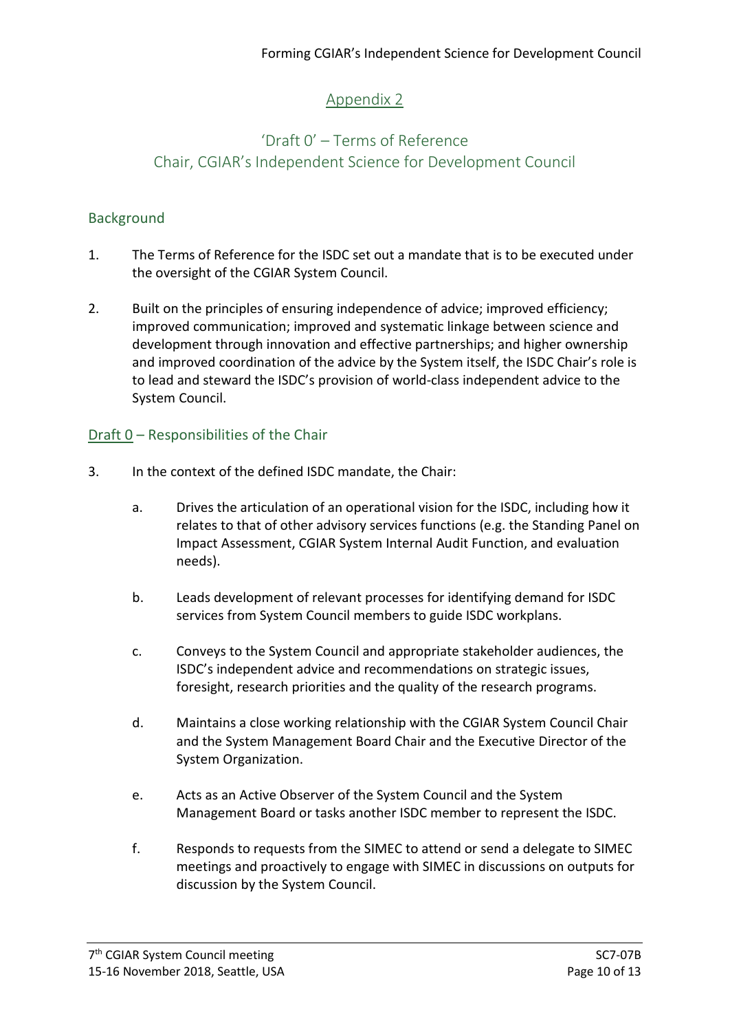## Appendix 2

## 'Draft 0' – Terms of Reference
## Chair, CGIAR's Independent Science for Development Council

### Background

1. The Terms of Reference for the ISDC set out a mandate that is to be executed under the oversight of the CGIAR System Council.

2. Built on the principles of ensuring independence of advice; improved efficiency; improved communication; improved and systematic linkage between science and development through innovation and effective partnerships; and higher ownership and improved coordination of the advice by the System itself, the ISDC Chair's role is to lead and steward the ISDC's provision of world-class independent advice to the System Council.

### Draft 0 – Responsibilities of the Chair

3. In the context of the defined ISDC mandate, the Chair:

   a. Drives the articulation of an operational vision for the ISDC, including how it relates to that of other advisory services functions (e.g. the Standing Panel on Impact Assessment, CGIAR System Internal Audit Function, and evaluation needs).

   b. Leads development of relevant processes for identifying demand for ISDC services from System Council members to guide ISDC workplans.

   c. Conveys to the System Council and appropriate stakeholder audiences, the ISDC's independent advice and recommendations on strategic issues, foresight, research priorities and the quality of the research programs.

   d. Maintains a close working relationship with the CGIAR System Council Chair and the System Management Board Chair and the Executive Director of the System Organization.

   e. Acts as an Active Observer of the System Council and the System Management Board or tasks another ISDC member to represent the ISDC.

   f. Responds to requests from the SIMEC to attend or send a delegate to SIMEC meetings and proactively to engage with SIMEC in discussions on outputs for discussion by the System Council.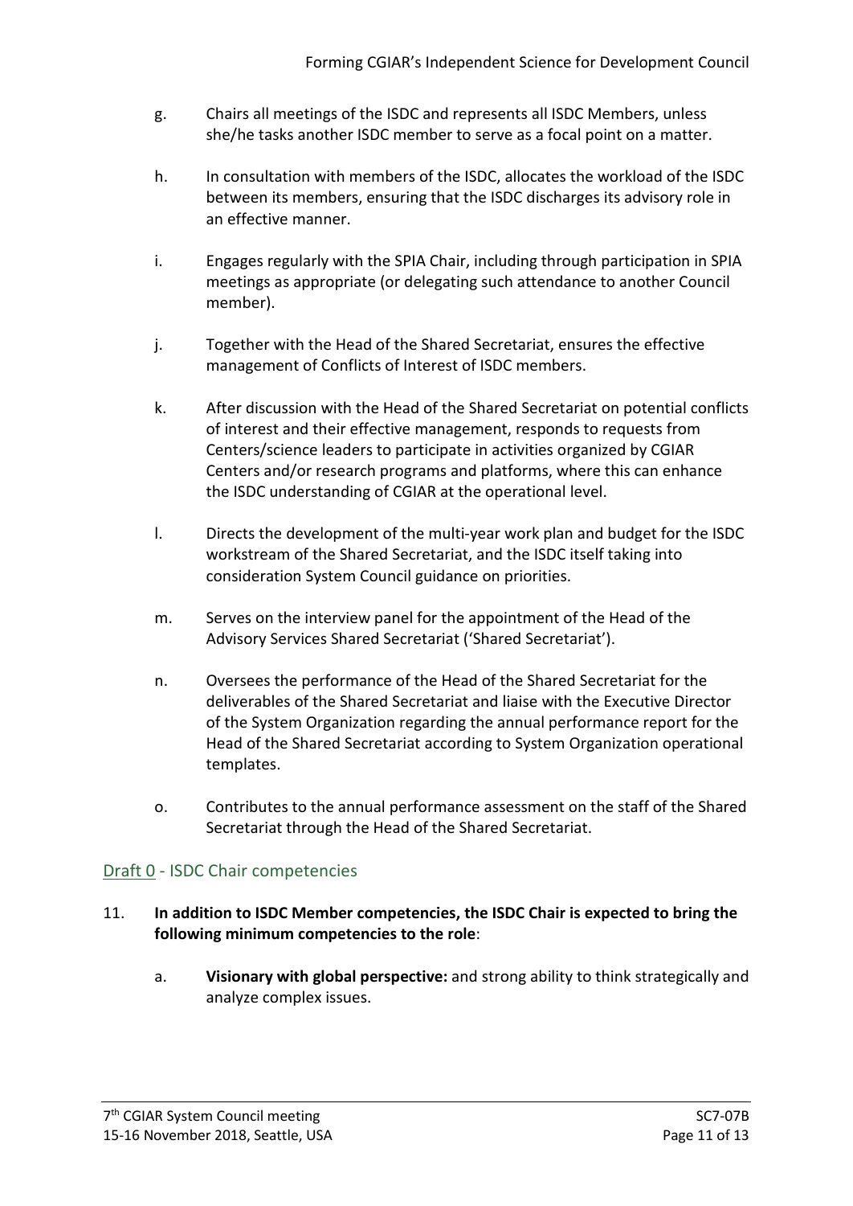g. Chairs all meetings of the ISDC and represents all ISDC Members, unless she/he tasks another ISDC member to serve as a focal point on a matter.

h. In consultation with members of the ISDC, allocates the workload of the ISDC between its members, ensuring that the ISDC discharges its advisory role in an effective manner.

i. Engages regularly with the SPIA Chair, including through participation in SPIA meetings as appropriate (or delegating such attendance to another Council member).

j. Together with the Head of the Shared Secretariat, ensures the effective management of Conflicts of Interest of ISDC members.

k. After discussion with the Head of the Shared Secretariat on potential conflicts of interest and their effective management, responds to requests from Centers/science leaders to participate in activities organized by CGIAR Centers and/or research programs and platforms, where this can enhance the ISDC understanding of CGIAR at the operational level.

l. Directs the development of the multi-year work plan and budget for the ISDC workstream of the Shared Secretariat, and the ISDC itself taking into consideration System Council guidance on priorities.

m. Serves on the interview panel for the appointment of the Head of the Advisory Services Shared Secretariat ('Shared Secretariat').

n. Oversees the performance of the Head of the Shared Secretariat for the deliverables of the Shared Secretariat and liaise with the Executive Director of the System Organization regarding the annual performance report for the Head of the Shared Secretariat according to System Organization operational templates.

o. Contributes to the annual performance assessment on the staff of the Shared Secretariat through the Head of the Shared Secretariat.

## Draft 0 - ISDC Chair competencies

11. **In addition to ISDC Member competencies, the ISDC Chair is expected to bring the following minimum competencies to the role**:

    a. **Visionary with global perspective:** and strong ability to think strategically and analyze complex issues.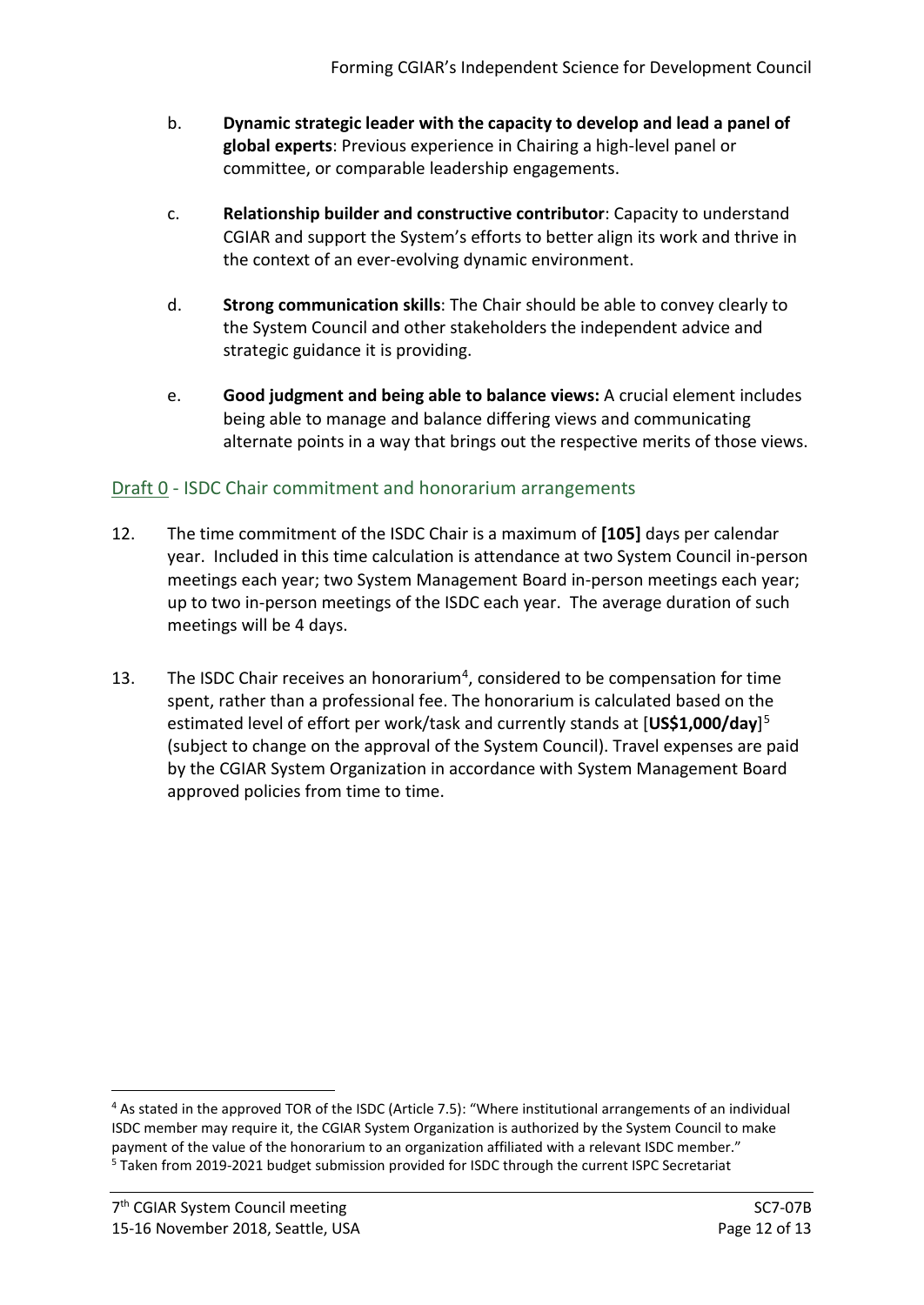b. **Dynamic strategic leader with the capacity to develop and lead a panel of global experts**: Previous experience in Chairing a high-level panel or committee, or comparable leadership engagements.

c. **Relationship builder and constructive contributor**: Capacity to understand CGIAR and support the System's efforts to better align its work and thrive in the context of an ever-evolving dynamic environment.

d. **Strong communication skills**: The Chair should be able to convey clearly to the System Council and other stakeholders the independent advice and strategic guidance it is providing.

e. **Good judgment and being able to balance views:** A crucial element includes being able to manage and balance differing views and communicating alternate points in a way that brings out the respective merits of those views.

## Draft 0 - ISDC Chair commitment and honorarium arrangements

12. The time commitment of the ISDC Chair is a maximum of **[105]** days per calendar year. Included in this time calculation is attendance at two System Council in-person meetings each year; two System Management Board in-person meetings each year; up to two in-person meetings of the ISDC each year. The average duration of such meetings will be 4 days.

13. The ISDC Chair receives an honorarium[4], considered to be compensation for time spent, rather than a professional fee. The honorarium is calculated based on the estimated level of effort per work/task and currently stands at [**US$1,000/day**][5] (subject to change on the approval of the System Council). Travel expenses are paid by the CGIAR System Organization in accordance with System Management Board approved policies from time to time.

---

[4] As stated in the approved TOR of the ISDC (Article 7.5): "Where institutional arrangements of an individual ISDC member may require it, the CGIAR System Organization is authorized by the System Council to make payment of the value of the honorarium to an organization affiliated with a relevant ISDC member."

[5] Taken from 2019-2021 budget submission provided for ISDC through the current ISPC Secretariat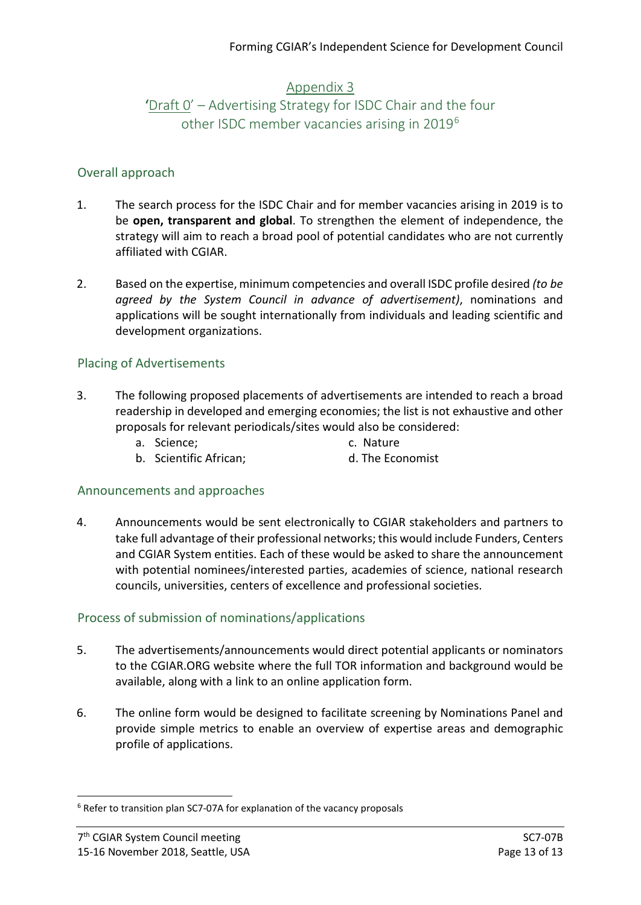## Appendix 3

## 'Draft 0' – Advertising Strategy for ISDC Chair and the four other ISDC member vacancies arising in 2019[6]

### Overall approach

1. The search process for the ISDC Chair and for member vacancies arising in 2019 is to be **open, transparent and global**. To strengthen the element of independence, the strategy will aim to reach a broad pool of potential candidates who are not currently affiliated with CGIAR.

2. Based on the expertise, minimum competencies and overall ISDC profile desired *(to be agreed by the System Council in advance of advertisement)*, nominations and applications will be sought internationally from individuals and leading scientific and development organizations.

### Placing of Advertisements

3. The following proposed placements of advertisements are intended to reach a broad readership in developed and emerging economies; the list is not exhaustive and other proposals for relevant periodicals/sites would also be considered:
   a. Science;
   b. Scientific African;
   c. Nature
   d. The Economist

### Announcements and approaches

4. Announcements would be sent electronically to CGIAR stakeholders and partners to take full advantage of their professional networks; this would include Funders, Centers and CGIAR System entities. Each of these would be asked to share the announcement with potential nominees/interested parties, academies of science, national research councils, universities, centers of excellence and professional societies.

### Process of submission of nominations/applications

5. The advertisements/announcements would direct potential applicants or nominators to the CGIAR.ORG website where the full TOR information and background would be available, along with a link to an online application form.

6. The online form would be designed to facilitate screening by Nominations Panel and provide simple metrics to enable an overview of expertise areas and demographic profile of applications.

---

[6] Refer to transition plan SC7-07A for explanation of the vacancy proposals